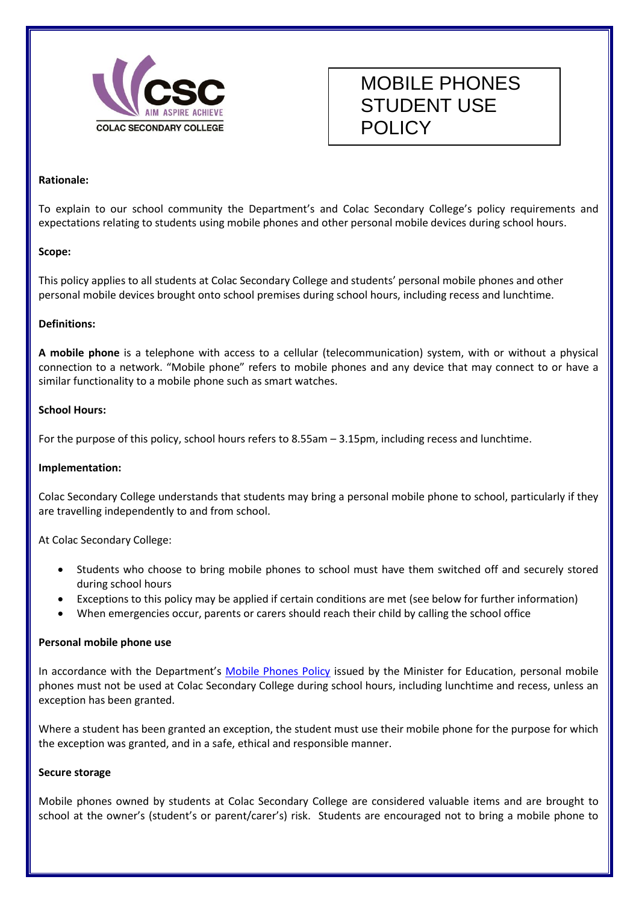COLAC SECONDARY COLLEGE

AIM ASPIRE ACHIEVE

# MOBILE PHONES STUDENT USE POLICY

**Rationale:**

To explain to our school community the Department's and Colac Secondary College's policy requirements and expectations relating to students using mobile phones and other personal mobile devices during school hours.

**Scope:**

This policy applies to all students at Colac Secondary College and students' personal mobile phones and other personal mobile devices brought onto school premises during school hours, including recess and lunchtime.

**Definitions:**

**A mobile phone** is a telephone with access to a cellular (telecommunication) system, with or without a physical connection to a network. "Mobile phone" refers to mobile phones and any device that may connect to or have a similar functionality to a mobile phone such as smart watches.

**School Hours:**

For the purpose of this policy, school hours refers to 8.55am – 3.15pm, including recess and lunchtime.

**Implementation:**

Colac Secondary College understands that students may bring a personal mobile phone to school, particularly if they are travelling independently to and from school.

At Colac Secondary College:

- Students who choose to bring mobile phones to school must have them switched off and securely stored during school hours
- Exceptions to this policy may be applied if certain conditions are met (see below for further information)
- When emergencies occur, parents or carers should reach their child by calling the school office

**Personal mobile phone use**

In accordance with the Department's Mobile Phones Policy issued by the Minister for Education, personal mobile phones must not be used at Colac Secondary College during school hours, including lunchtime and recess, unless an exception has been granted.

Where a student has been granted an exception, the student must use their mobile phone for the purpose for which the exception was granted, and in a safe, ethical and responsible manner.

**Secure storage**

Mobile phones owned by students at Colac Secondary College are considered valuable items and are brought to school at the owner's (student's or parent/carer's) risk. Students are encouraged not to bring a mobile phone to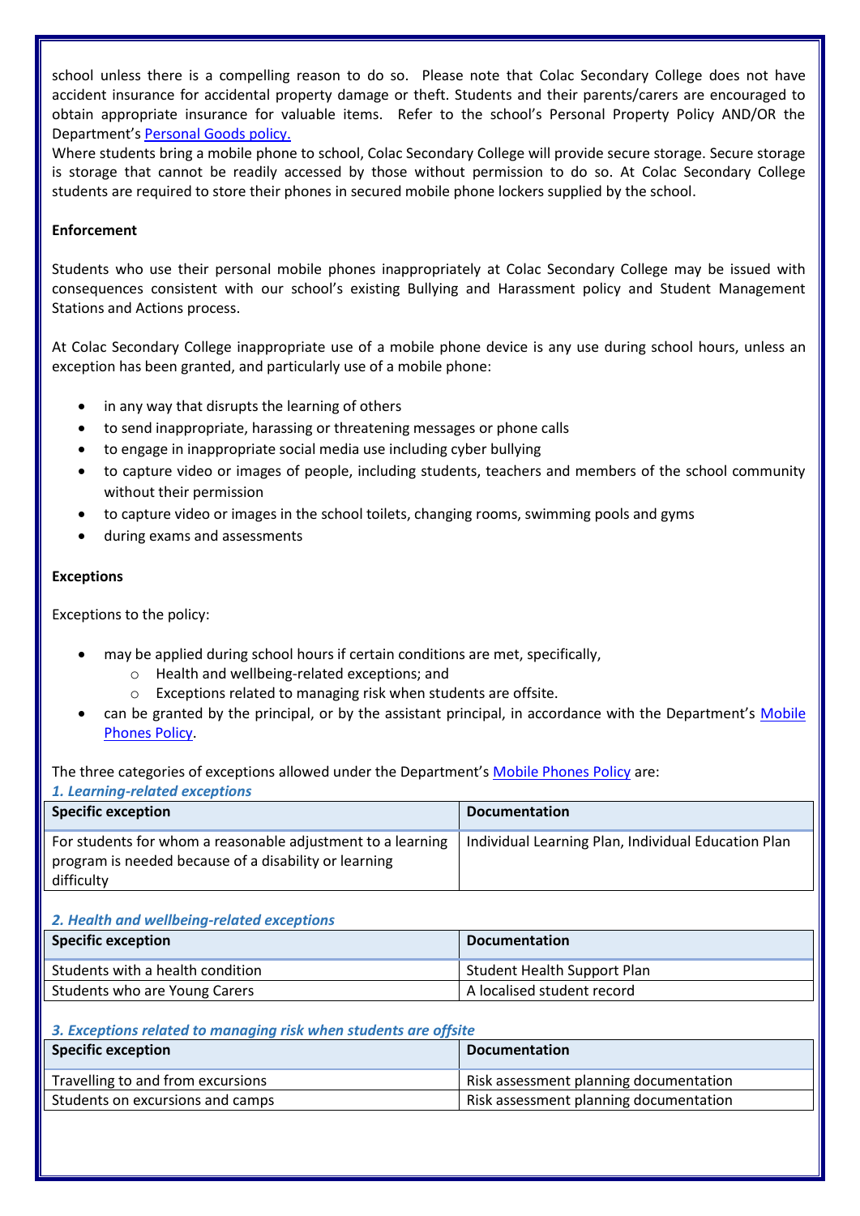school unless there is a compelling reason to do so. Please note that Colac Secondary College does not have accident insurance for accidental property damage or theft. Students and their parents/carers are encouraged to obtain appropriate insurance for valuable items. Refer to the school's Personal Property Policy AND/OR the Department's [Personal Goods policy.](#)

Where students bring a mobile phone to school, Colac Secondary College will provide secure storage. Secure storage is storage that cannot be readily accessed by those without permission to do so. At Colac Secondary College students are required to store their phones in secured mobile phone lockers supplied by the school.

**Enforcement**

Students who use their personal mobile phones inappropriately at Colac Secondary College may be issued with consequences consistent with our school's existing Bullying and Harassment policy and Student Management Stations and Actions process.

At Colac Secondary College inappropriate use of a mobile phone device is any use during school hours, unless an exception has been granted, and particularly use of a mobile phone:

- in any way that disrupts the learning of others
- to send inappropriate, harassing or threatening messages or phone calls
- to engage in inappropriate social media use including cyber bullying
- to capture video or images of people, including students, teachers and members of the school community without their permission
- to capture video or images in the school toilets, changing rooms, swimming pools and gyms
- during exams and assessments

**Exceptions**

Exceptions to the policy:

- may be applied during school hours if certain conditions are met, specifically,
  - Health and wellbeing-related exceptions; and
  - Exceptions related to managing risk when students are offsite.
- can be granted by the principal, or by the assistant principal, in accordance with the Department's [Mobile Phones Policy](#).

The three categories of exceptions allowed under the Department's [Mobile Phones Policy](#) are:

***1. Learning-related exceptions***

| Specific exception | Documentation |
|---|---|
| For students for whom a reasonable adjustment to a learning program is needed because of a disability or learning difficulty | Individual Learning Plan, Individual Education Plan |

***2. Health and wellbeing-related exceptions***

| Specific exception | Documentation |
|---|---|
| Students with a health condition | Student Health Support Plan |
| Students who are Young Carers | A localised student record |

***3. Exceptions related to managing risk when students are offsite***

| Specific exception | Documentation |
|---|---|
| Travelling to and from excursions | Risk assessment planning documentation |
| Students on excursions and camps | Risk assessment planning documentation |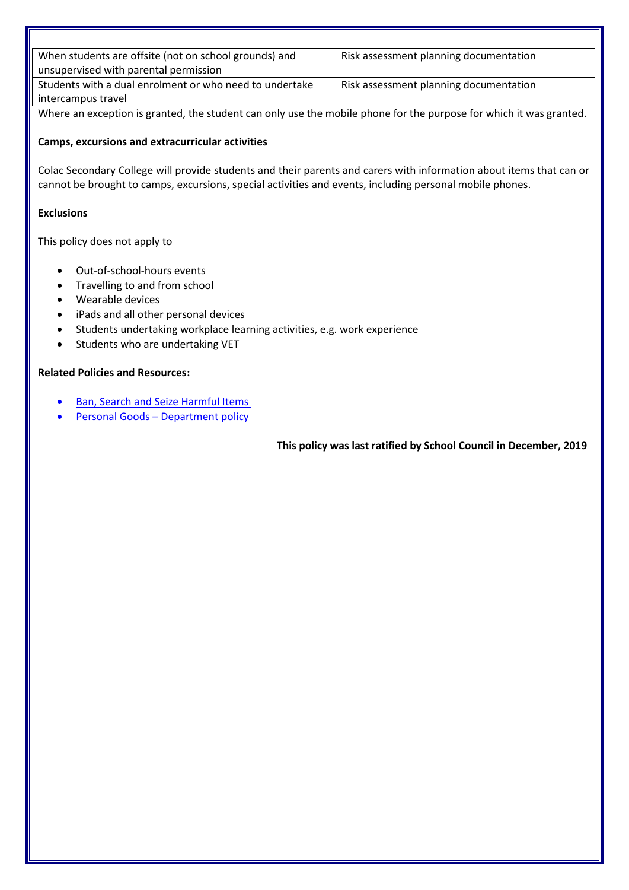| | |
|---|---|
| When students are offsite (not on school grounds) and unsupervised with parental permission | Risk assessment planning documentation |
| Students with a dual enrolment or who need to undertake intercampus travel | Risk assessment planning documentation |

Where an exception is granted, the student can only use the mobile phone for the purpose for which it was granted.

**Camps, excursions and extracurricular activities**

Colac Secondary College will provide students and their parents and carers with information about items that can or cannot be brought to camps, excursions, special activities and events, including personal mobile phones.

**Exclusions**

This policy does not apply to

- Out-of-school-hours events
- Travelling to and from school
- Wearable devices
- iPads and all other personal devices
- Students undertaking workplace learning activities, e.g. work experience
- Students who are undertaking VET

**Related Policies and Resources:**

- Ban, Search and Seize Harmful Items
- Personal Goods – Department policy

**This policy was last ratified by School Council in December, 2019**